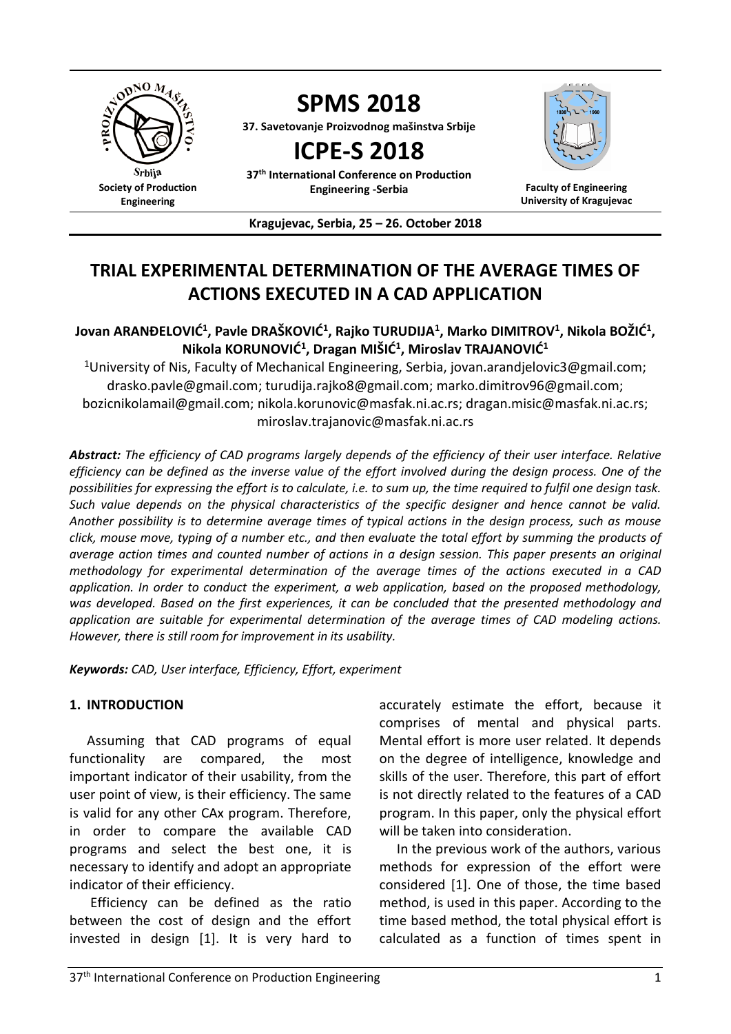# TRIAL EXPERIMENTAL DETERMINATION OF THE AVERAGE TIMES OF ACTIONS EXECUTED IN A CAD APPLICATION

**Jovan ARANĐELOVIĆ[1], Pavle DRAŠKOVIĆ[1], Rajko TURUDIJA[1], Marko DIMITROV[1], Nikola BOŽIĆ[1], Nikola KORUNOVIĆ[1], Dragan MIŠIĆ[1], Miroslav TRAJANOVIĆ[1]**

[1]University of Nis, Faculty of Mechanical Engineering, Serbia, jovan.arandjelovic3@gmail.com; drasko.pavle@gmail.com; turudija.rajko8@gmail.com; marko.dimitrov96@gmail.com; bozicnikolamail@gmail.com; nikola.korunovic@masfak.ni.ac.rs; dragan.misic@masfak.ni.ac.rs; miroslav.trajanovic@masfak.ni.ac.rs

***Abstract:*** *The efficiency of CAD programs largely depends of the efficiency of their user interface. Relative efficiency can be defined as the inverse value of the effort involved during the design process. One of the possibilities for expressing the effort is to calculate, i.e. to sum up, the time required to fulfil one design task. Such value depends on the physical characteristics of the specific designer and hence cannot be valid. Another possibility is to determine average times of typical actions in the design process, such as mouse click, mouse move, typing of a number etc., and then evaluate the total effort by summing the products of average action times and counted number of actions in a design session. This paper presents an original methodology for experimental determination of the average times of the actions executed in a CAD application. In order to conduct the experiment, a web application, based on the proposed methodology, was developed. Based on the first experiences, it can be concluded that the presented methodology and application are suitable for experimental determination of the average times of CAD modeling actions. However, there is still room for improvement in its usability.*

***Keywords:*** *CAD, User interface, Efficiency, Effort, experiment*

## 1. INTRODUCTION

Assuming that CAD programs of equal functionality are compared, the most important indicator of their usability, from the user point of view, is their efficiency. The same is valid for any other CAx program. Therefore, in order to compare the available CAD programs and select the best one, it is necessary to identify and adopt an appropriate indicator of their efficiency.

Efficiency can be defined as the ratio between the cost of design and the effort invested in design [1]. It is very hard to accurately estimate the effort, because it comprises of mental and physical parts. Mental effort is more user related. It depends on the degree of intelligence, knowledge and skills of the user. Therefore, this part of effort is not directly related to the features of a CAD program. In this paper, only the physical effort will be taken into consideration.

In the previous work of the authors, various methods for expression of the effort were considered [1]. One of those, the time based method, is used in this paper. According to the time based method, the total physical effort is calculated as a function of times spent in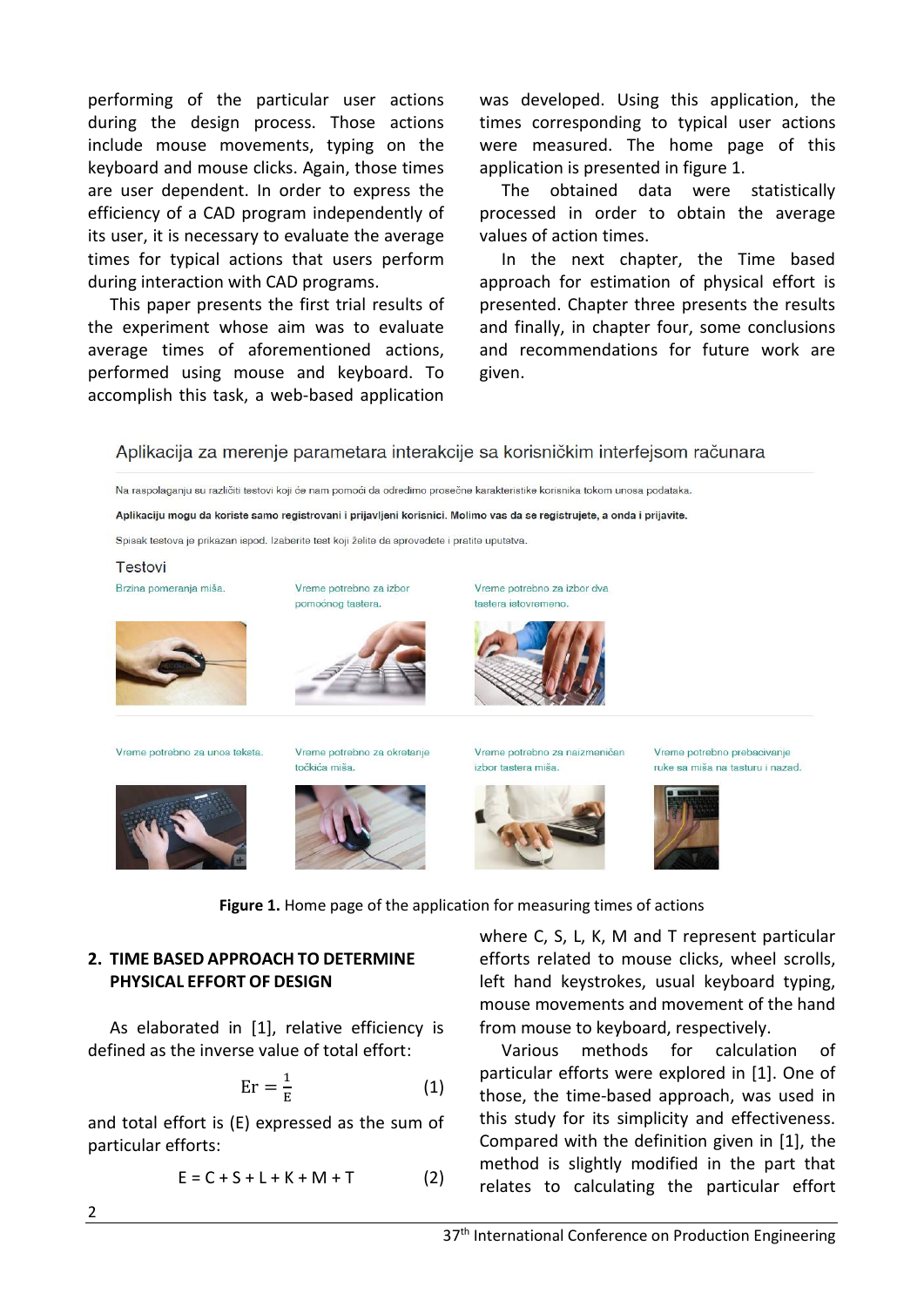performing of the particular user actions during the design process. Those actions include mouse movements, typing on the keyboard and mouse clicks. Again, those times are user dependent. In order to express the efficiency of a CAD program independently of its user, it is necessary to evaluate the average times for typical actions that users perform during interaction with CAD programs.

This paper presents the first trial results of the experiment whose aim was to evaluate average times of aforementioned actions, performed using mouse and keyboard. To accomplish this task, a web-based application was developed. Using this application, the times corresponding to typical user actions were measured. The home page of this application is presented in figure 1.

The obtained data were statistically processed in order to obtain the average values of action times.

In the next chapter, the Time based approach for estimation of physical effort is presented. Chapter three presents the results and finally, in chapter four, some conclusions and recommendations for future work are given.

Aplikacija za merenje parametara interakcije sa korisničkim interfejsom računara

Na raspolaganju su različiti testovi koji će nam pomoći da odredimo prosečne karakteristike korisnika tokom unosa podataka.

**Aplikaciju mogu da koriste samo registrovani i prijavljeni korisnici. Molimo vas da se registrujete, a onda i prijavite.**

Spisak testova je prikazan ispod. Izaberite test koji želite da sprovedete i pratite uputstva.

Testovi

Brzina pomeranja miša. | Vreme potrebno za izbor pomoćnog tastera. | Vreme potrebno za izbor dva tastera istovremeno.

Vreme potrebno za unos teksta. | Vreme potrebno za okretanje točkića miša. | Vreme potrebno za naizmeničan izbor tastera miša. | Vreme potrebno prebacivanje ruke sa miša na tastaturu i nazad.

**Figure 1.** Home page of the application for measuring times of actions

## 2. TIME BASED APPROACH TO DETERMINE PHYSICAL EFFORT OF DESIGN

As elaborated in [1], relative efficiency is defined as the inverse value of total effort:

$$\mathrm{Er} = \frac{1}{\mathrm{E}} \qquad (1)$$

and total effort is (E) expressed as the sum of particular efforts:

$$E = C + S + L + K + M + T \qquad (2)$$

where C, S, L, K, M and T represent particular efforts related to mouse clicks, wheel scrolls, left hand keystrokes, usual keyboard typing, mouse movements and movement of the hand from mouse to keyboard, respectively.

Various methods for calculation of particular efforts were explored in [1]. One of those, the time-based approach, was used in this study for its simplicity and effectiveness. Compared with the definition given in [1], the method is slightly modified in the part that relates to calculating the particular effort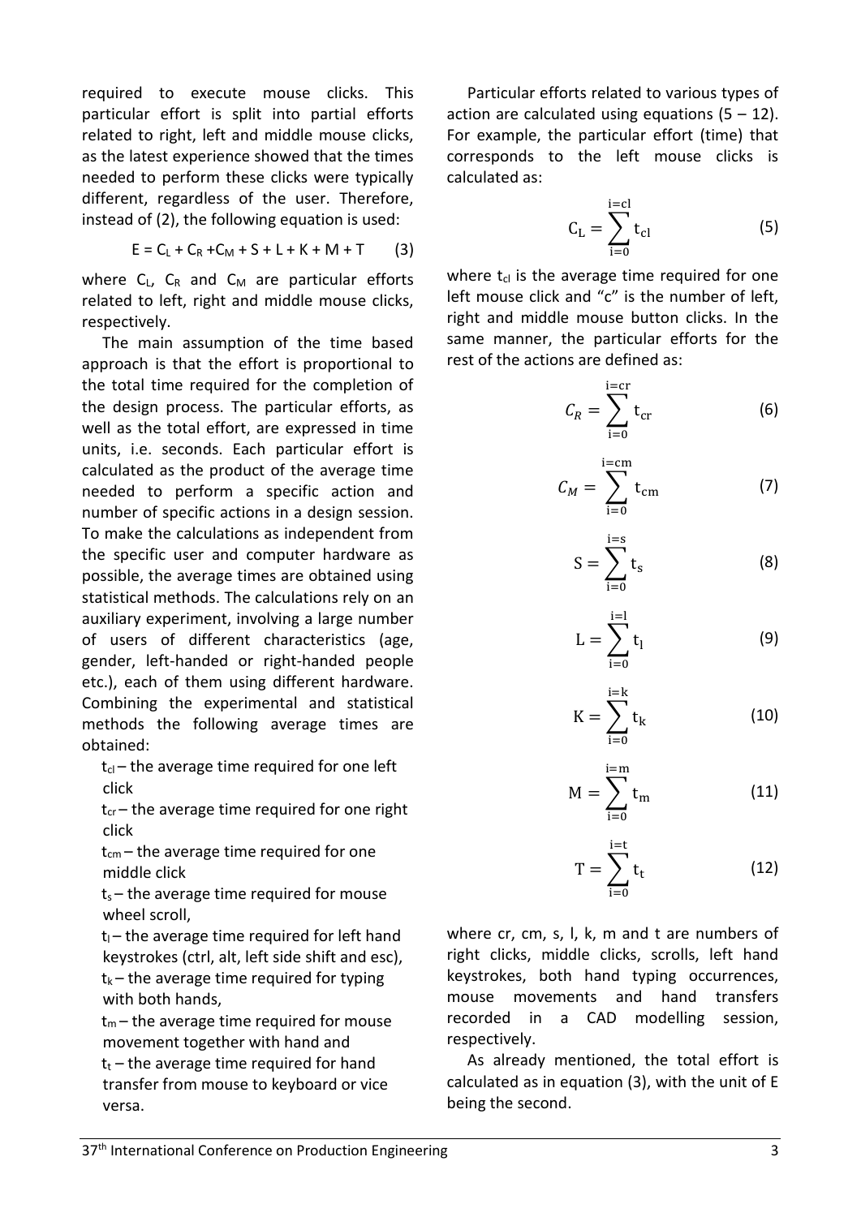required to execute mouse clicks. This particular effort is split into partial efforts related to right, left and middle mouse clicks, as the latest experience showed that the times needed to perform these clicks were typically different, regardless of the user. Therefore, instead of (2), the following equation is used:

$$E = C_L + C_R + C_M + S + L + K + M + T \quad (3)$$

where $C_L$, $C_R$ and $C_M$ are particular efforts related to left, right and middle mouse clicks, respectively.

The main assumption of the time based approach is that the effort is proportional to the total time required for the completion of the design process. The particular efforts, as well as the total effort, are expressed in time units, i.e. seconds. Each particular effort is calculated as the product of the average time needed to perform a specific action and number of specific actions in a design session. To make the calculations as independent from the specific user and computer hardware as possible, the average times are obtained using statistical methods. The calculations rely on an auxiliary experiment, involving a large number of users of different characteristics (age, gender, left-handed or right-handed people etc.), each of them using different hardware. Combining the experimental and statistical methods the following average times are obtained:

- $t_{cl}$ – the average time required for one left click
- $t_{cr}$ – the average time required for one right click
- $t_{cm}$ – the average time required for one middle click
- $t_s$ – the average time required for mouse wheel scroll,
- $t_l$ – the average time required for left hand keystrokes (ctrl, alt, left side shift and esc),
- $t_k$ – the average time required for typing with both hands,
- $t_m$ – the average time required for mouse movement together with hand and
- $t_t$ – the average time required for hand transfer from mouse to keyboard or vice versa.

Particular efforts related to various types of action are calculated using equations (5 – 12). For example, the particular effort (time) that corresponds to the left mouse clicks is calculated as:

$$C_L = \sum_{i=0}^{i=cl} t_{cl} \quad (5)$$

where $t_{cl}$ is the average time required for one left mouse click and "c" is the number of left, right and middle mouse button clicks. In the same manner, the particular efforts for the rest of the actions are defined as:

$$C_R = \sum_{i=0}^{i=cr} t_{cr} \quad (6)$$

$$C_M = \sum_{i=0}^{i=cm} t_{cm} \quad (7)$$

$$S = \sum_{i=0}^{i=s} t_s \quad (8)$$

$$L = \sum_{i=0}^{i=l} t_l \quad (9)$$

$$K = \sum_{i=0}^{i=k} t_k \quad (10)$$

$$M = \sum_{i=0}^{i=m} t_m \quad (11)$$

$$T = \sum_{i=0}^{i=t} t_t \quad (12)$$

where cr, cm, s, l, k, m and t are numbers of right clicks, middle clicks, scrolls, left hand keystrokes, both hand typing occurrences, mouse movements and hand transfers recorded in a CAD modelling session, respectively.

As already mentioned, the total effort is calculated as in equation (3), with the unit of E being the second.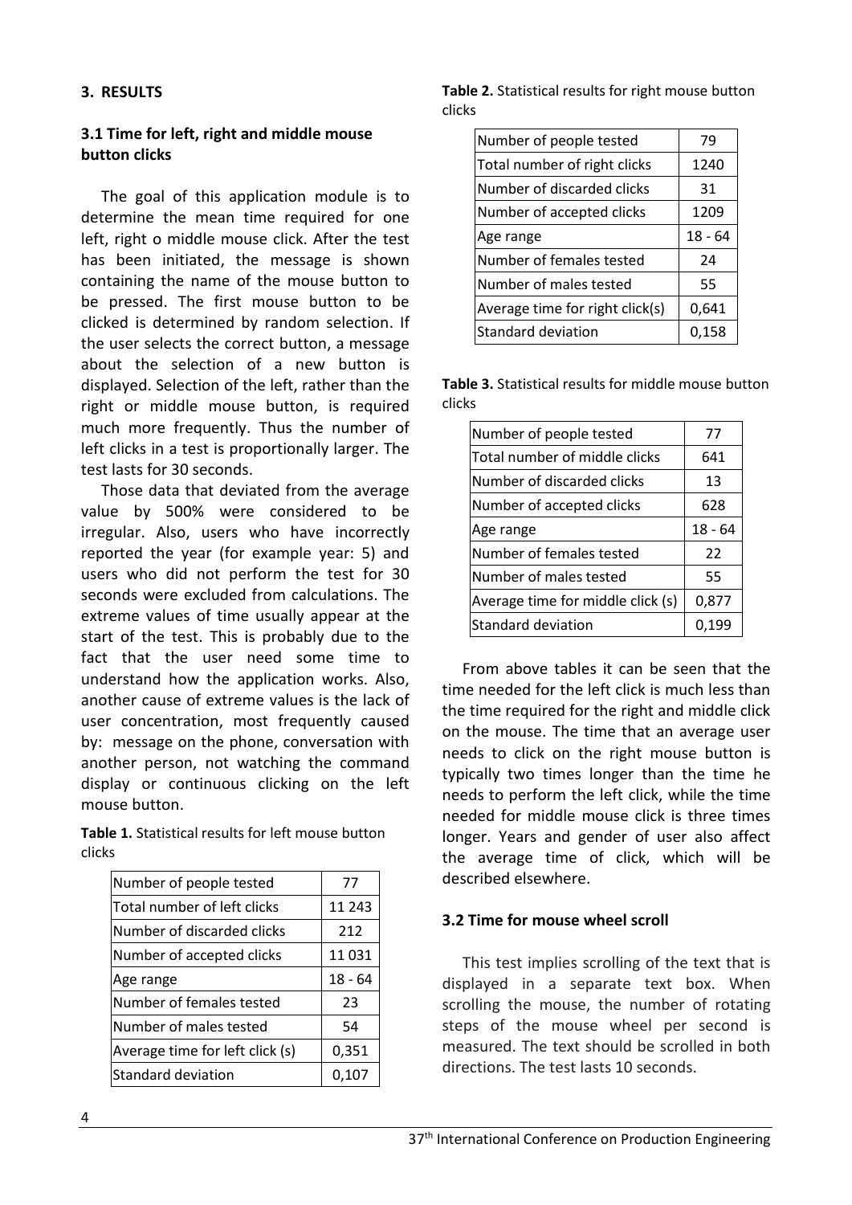## 3. RESULTS

### 3.1 Time for left, right and middle mouse button clicks

The goal of this application module is to determine the mean time required for one left, right o middle mouse click. After the test has been initiated, the message is shown containing the name of the mouse button to be pressed. The first mouse button to be clicked is determined by random selection. If the user selects the correct button, a message about the selection of a new button is displayed. Selection of the left, rather than the right or middle mouse button, is required much more frequently. Thus the number of left clicks in a test is proportionally larger. The test lasts for 30 seconds.

Those data that deviated from the average value by 500% were considered to be irregular. Also, users who have incorrectly reported the year (for example year: 5) and users who did not perform the test for 30 seconds were excluded from calculations. The extreme values of time usually appear at the start of the test. This is probably due to the fact that the user need some time to understand how the application works. Also, another cause of extreme values is the lack of user concentration, most frequently caused by: message on the phone, conversation with another person, not watching the command display or continuous clicking on the left mouse button.

**Table 1.** Statistical results for left mouse button clicks

| | |
|---|---|
| Number of people tested | 77 |
| Total number of left clicks | 11 243 |
| Number of discarded clicks | 212 |
| Number of accepted clicks | 11 031 |
| Age range | 18 - 64 |
| Number of females tested | 23 |
| Number of males tested | 54 |
| Average time for left click (s) | 0,351 |
| Standard deviation | 0,107 |

**Table 2.** Statistical results for right mouse button clicks

| | |
|---|---|
| Number of people tested | 79 |
| Total number of right clicks | 1240 |
| Number of discarded clicks | 31 |
| Number of accepted clicks | 1209 |
| Age range | 18 - 64 |
| Number of females tested | 24 |
| Number of males tested | 55 |
| Average time for right click(s) | 0,641 |
| Standard deviation | 0,158 |

**Table 3.** Statistical results for middle mouse button clicks

| | |
|---|---|
| Number of people tested | 77 |
| Total number of middle clicks | 641 |
| Number of discarded clicks | 13 |
| Number of accepted clicks | 628 |
| Age range | 18 - 64 |
| Number of females tested | 22 |
| Number of males tested | 55 |
| Average time for middle click (s) | 0,877 |
| Standard deviation | 0,199 |

From above tables it can be seen that the time needed for the left click is much less than the time required for the right and middle click on the mouse. The time that an average user needs to click on the right mouse button is typically two times longer than the time he needs to perform the left click, while the time needed for middle mouse click is three times longer. Years and gender of user also affect the average time of click, which will be described elsewhere.

### 3.2 Time for mouse wheel scroll

This test implies scrolling of the text that is displayed in a separate text box. When scrolling the mouse, the number of rotating steps of the mouse wheel per second is measured. The text should be scrolled in both directions. The test lasts 10 seconds.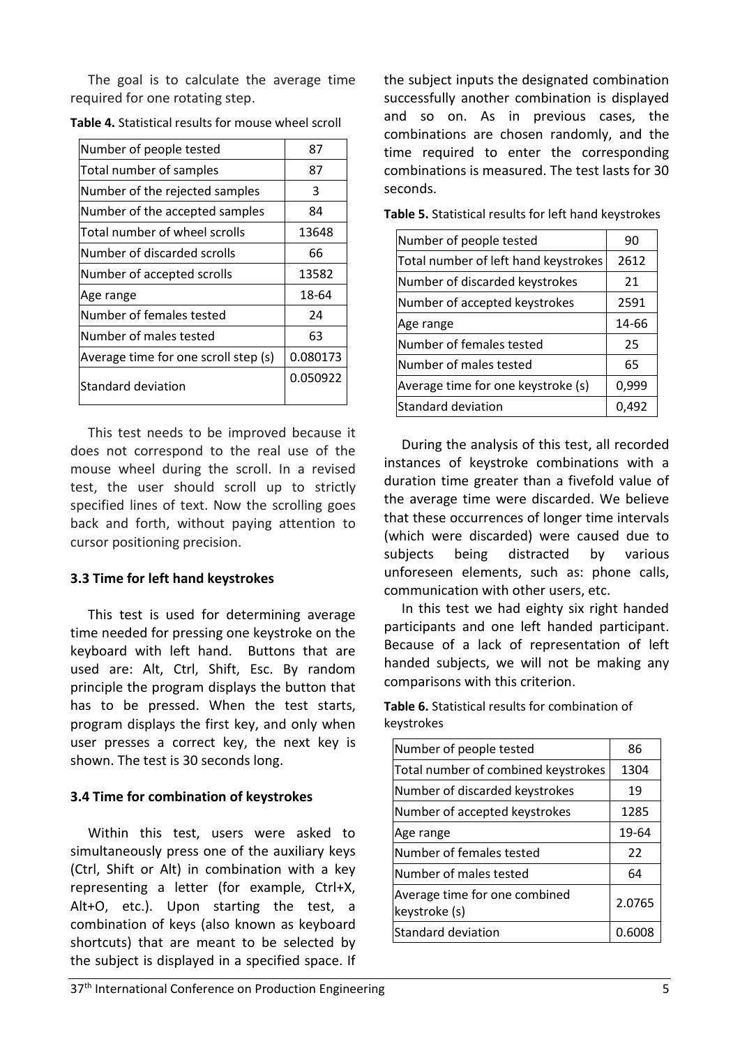The goal is to calculate the average time required for one rotating step.

**Table 4.** Statistical results for mouse wheel scroll

| | |
|---|---|
| Number of people tested | 87 |
| Total number of samples | 87 |
| Number of the rejected samples | 3 |
| Number of the accepted samples | 84 |
| Total number of wheel scrolls | 13648 |
| Number of discarded scrolls | 66 |
| Number of accepted scrolls | 13582 |
| Age range | 18-64 |
| Number of females tested | 24 |
| Number of males tested | 63 |
| Average time for one scroll step (s) | 0.080173 |
| Standard deviation | 0.050922 |

This test needs to be improved because it does not correspond to the real use of the mouse wheel during the scroll. In a revised test, the user should scroll up to strictly specified lines of text. Now the scrolling goes back and forth, without paying attention to cursor positioning precision.

### 3.3 Time for left hand keystrokes

This test is used for determining average time needed for pressing one keystroke on the keyboard with left hand. Buttons that are used are: Alt, Ctrl, Shift, Esc. By random principle the program displays the button that has to be pressed. When the test starts, program displays the first key, and only when user presses a correct key, the next key is shown. The test is 30 seconds long.

### 3.4 Time for combination of keystrokes

Within this test, users were asked to simultaneously press one of the auxiliary keys (Ctrl, Shift or Alt) in combination with a key representing a letter (for example, Ctrl+X, Alt+O, etc.). Upon starting the test, a combination of keys (also known as keyboard shortcuts) that are meant to be selected by the subject is displayed in a specified space. If the subject inputs the designated combination successfully another combination is displayed and so on. As in previous cases, the combinations are chosen randomly, and the time required to enter the corresponding combinations is measured. The test lasts for 30 seconds.

**Table 5.** Statistical results for left hand keystrokes

| | |
|---|---|
| Number of people tested | 90 |
| Total number of left hand keystrokes | 2612 |
| Number of discarded keystrokes | 21 |
| Number of accepted keystrokes | 2591 |
| Age range | 14-66 |
| Number of females tested | 25 |
| Number of males tested | 65 |
| Average time for one keystroke (s) | 0,999 |
| Standard deviation | 0,492 |

During the analysis of this test, all recorded instances of keystroke combinations with a duration time greater than a fivefold value of the average time were discarded. We believe that these occurrences of longer time intervals (which were discarded) were caused due to subjects being distracted by various unforeseen elements, such as: phone calls, communication with other users, etc.

In this test we had eighty six right handed participants and one left handed participant. Because of a lack of representation of left handed subjects, we will not be making any comparisons with this criterion.

**Table 6.** Statistical results for combination of keystrokes

| | |
|---|---|
| Number of people tested | 86 |
| Total number of combined keystrokes | 1304 |
| Number of discarded keystrokes | 19 |
| Number of accepted keystrokes | 1285 |
| Age range | 19-64 |
| Number of females tested | 22 |
| Number of males tested | 64 |
| Average time for one combined keystroke (s) | 2.0765 |
| Standard deviation | 0.6008 |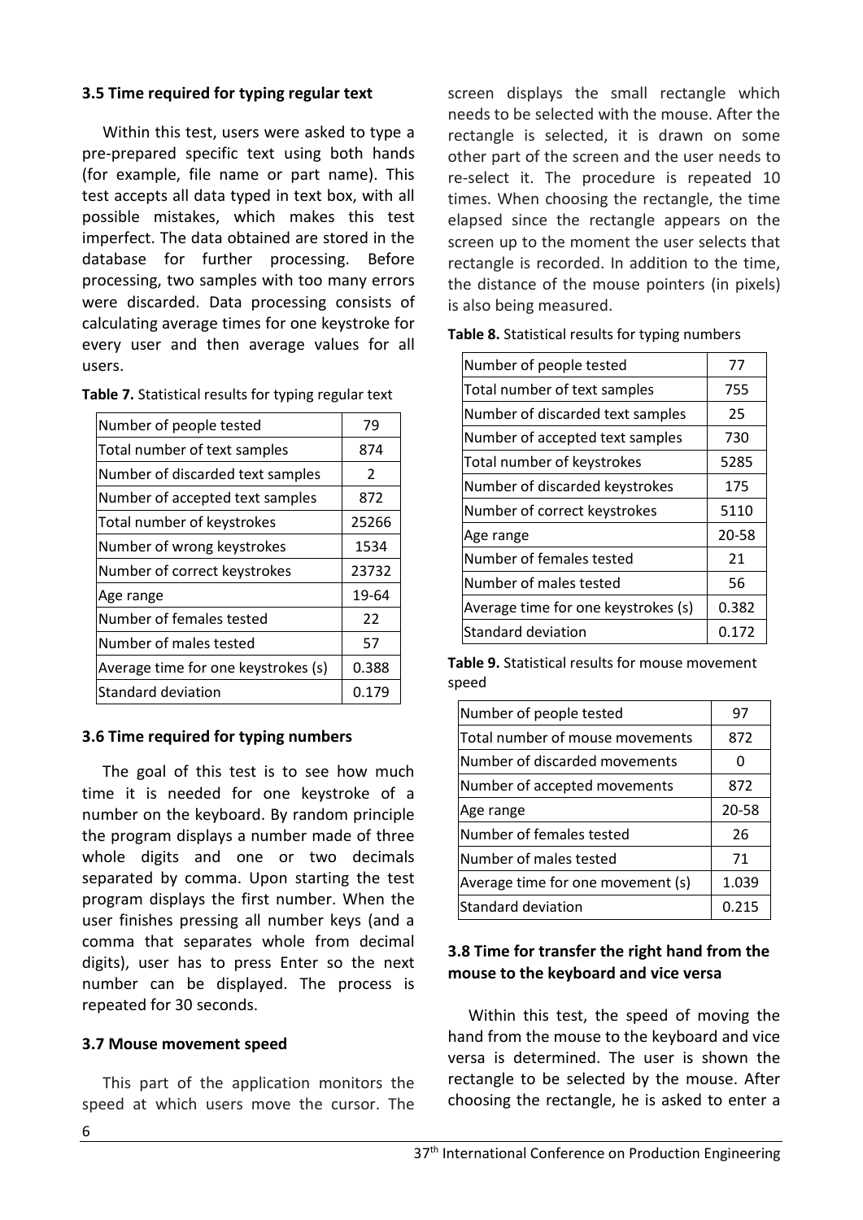### 3.5 Time required for typing regular text

Within this test, users were asked to type a pre-prepared specific text using both hands (for example, file name or part name). This test accepts all data typed in text box, with all possible mistakes, which makes this test imperfect. The data obtained are stored in the database for further processing. Before processing, two samples with too many errors were discarded. Data processing consists of calculating average times for one keystroke for every user and then average values for all users.

**Table 7.** Statistical results for typing regular text

| | |
|---|---|
| Number of people tested | 79 |
| Total number of text samples | 874 |
| Number of discarded text samples | 2 |
| Number of accepted text samples | 872 |
| Total number of keystrokes | 25266 |
| Number of wrong keystrokes | 1534 |
| Number of correct keystrokes | 23732 |
| Age range | 19-64 |
| Number of females tested | 22 |
| Number of males tested | 57 |
| Average time for one keystrokes (s) | 0.388 |
| Standard deviation | 0.179 |

### 3.6 Time required for typing numbers

The goal of this test is to see how much time it is needed for one keystroke of a number on the keyboard. By random principle the program displays a number made of three whole digits and one or two decimals separated by comma. Upon starting the test program displays the first number. When the user finishes pressing all number keys (and a comma that separates whole from decimal digits), user has to press Enter so the next number can be displayed. The process is repeated for 30 seconds.

### 3.7 Mouse movement speed

This part of the application monitors the speed at which users move the cursor. The screen displays the small rectangle which needs to be selected with the mouse. After the rectangle is selected, it is drawn on some other part of the screen and the user needs to re-select it. The procedure is repeated 10 times. When choosing the rectangle, the time elapsed since the rectangle appears on the screen up to the moment the user selects that rectangle is recorded. In addition to the time, the distance of the mouse pointers (in pixels) is also being measured.

**Table 8.** Statistical results for typing numbers

| | |
|---|---|
| Number of people tested | 77 |
| Total number of text samples | 755 |
| Number of discarded text samples | 25 |
| Number of accepted text samples | 730 |
| Total number of keystrokes | 5285 |
| Number of discarded keystrokes | 175 |
| Number of correct keystrokes | 5110 |
| Age range | 20-58 |
| Number of females tested | 21 |
| Number of males tested | 56 |
| Average time for one keystrokes (s) | 0.382 |
| Standard deviation | 0.172 |

**Table 9.** Statistical results for mouse movement speed

| | |
|---|---|
| Number of people tested | 97 |
| Total number of mouse movements | 872 |
| Number of discarded movements | 0 |
| Number of accepted movements | 872 |
| Age range | 20-58 |
| Number of females tested | 26 |
| Number of males tested | 71 |
| Average time for one movement (s) | 1.039 |
| Standard deviation | 0.215 |

### 3.8 Time for transfer the right hand from the mouse to the keyboard and vice versa

Within this test, the speed of moving the hand from the mouse to the keyboard and vice versa is determined. The user is shown the rectangle to be selected by the mouse. After choosing the rectangle, he is asked to enter a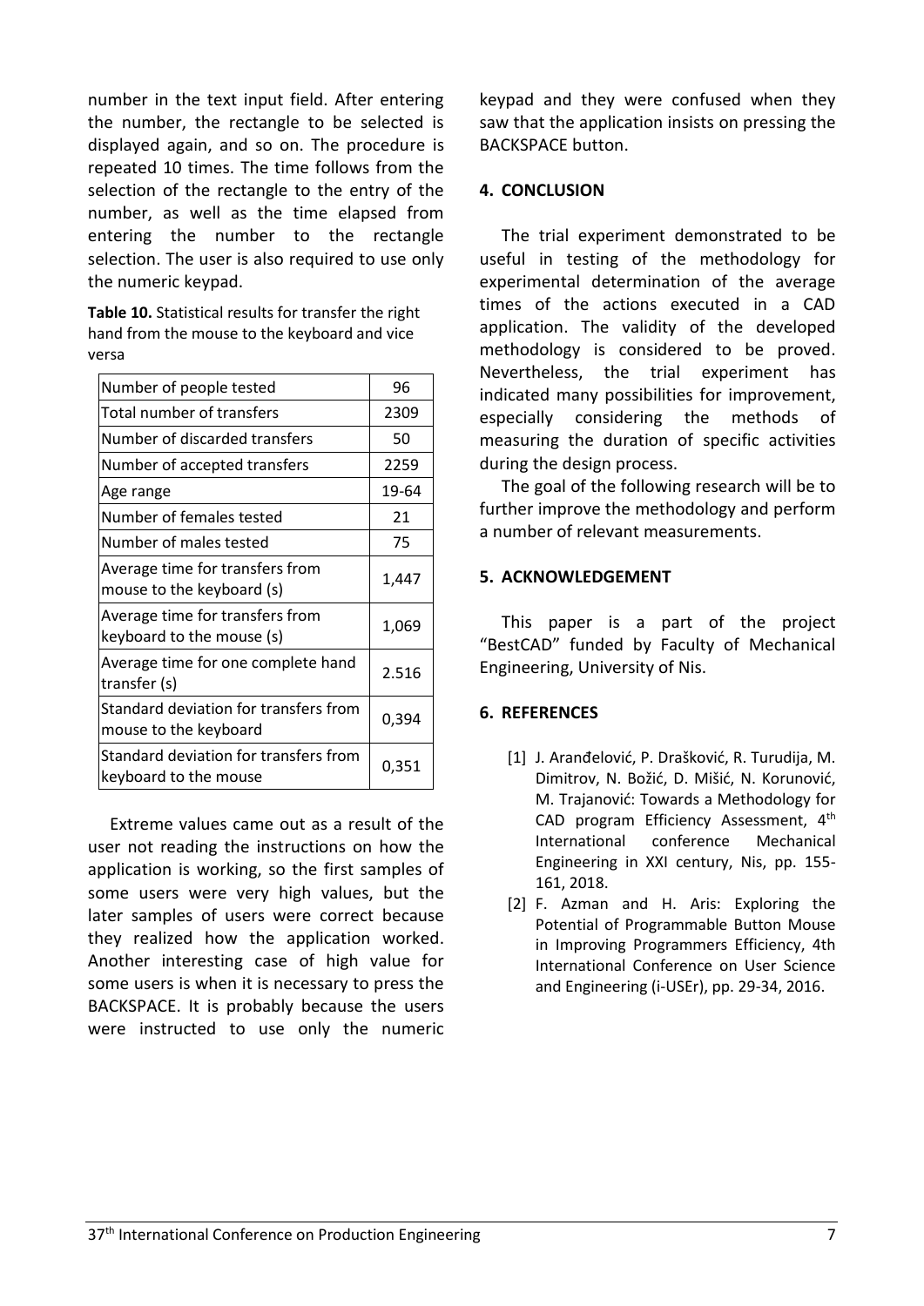number in the text input field. After entering the number, the rectangle to be selected is displayed again, and so on. The procedure is repeated 10 times. The time follows from the selection of the rectangle to the entry of the number, as well as the time elapsed from entering the number to the rectangle selection. The user is also required to use only the numeric keypad.

**Table 10.** Statistical results for transfer the right hand from the mouse to the keyboard and vice versa

| | |
|---|---|
| Number of people tested | 96 |
| Total number of transfers | 2309 |
| Number of discarded transfers | 50 |
| Number of accepted transfers | 2259 |
| Age range | 19-64 |
| Number of females tested | 21 |
| Number of males tested | 75 |
| Average time for transfers from mouse to the keyboard (s) | 1,447 |
| Average time for transfers from keyboard to the mouse (s) | 1,069 |
| Average time for one complete hand transfer (s) | 2.516 |
| Standard deviation for transfers from mouse to the keyboard | 0,394 |
| Standard deviation for transfers from keyboard to the mouse | 0,351 |

Extreme values came out as a result of the user not reading the instructions on how the application is working, so the first samples of some users were very high values, but the later samples of users were correct because they realized how the application worked. Another interesting case of high value for some users is when it is necessary to press the BACKSPACE. It is probably because the users were instructed to use only the numeric keypad and they were confused when they saw that the application insists on pressing the BACKSPACE button.

## 4. CONCLUSION

The trial experiment demonstrated to be useful in testing of the methodology for experimental determination of the average times of the actions executed in a CAD application. The validity of the developed methodology is considered to be proved. Nevertheless, the trial experiment has indicated many possibilities for improvement, especially considering the methods of measuring the duration of specific activities during the design process.

The goal of the following research will be to further improve the methodology and perform a number of relevant measurements.

## 5. ACKNOWLEDGEMENT

This paper is a part of the project "BestCAD" funded by Faculty of Mechanical Engineering, University of Nis.

## 6. REFERENCES

[1] J. Aranđelović, P. Drašković, R. Turudija, M. Dimitrov, N. Božić, D. Mišić, N. Korunović, M. Trajanović: Towards a Methodology for CAD program Efficiency Assessment, 4th International conference Mechanical Engineering in XXI century, Nis, pp. 155-161, 2018.

[2] F. Azman and H. Aris: Exploring the Potential of Programmable Button Mouse in Improving Programmers Efficiency, 4th International Conference on User Science and Engineering (i-USEr), pp. 29-34, 2016.